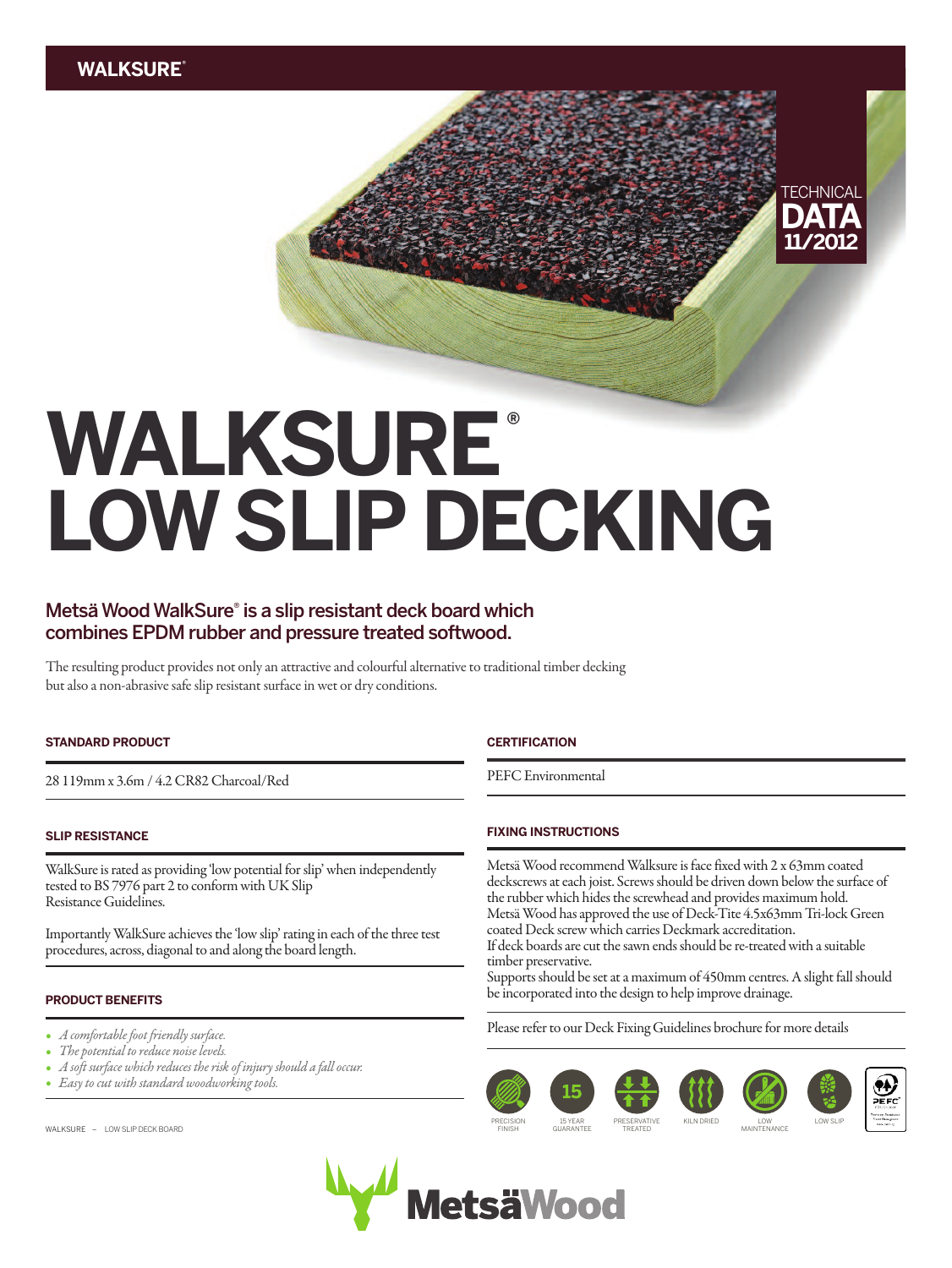WALKSURE®

TECHNICAL
**DATA**
**11/2012**

# WALKSURE® LOW SLIP DECKING

## Metsä Wood WalkSure® is a slip resistant deck board which combines EPDM rubber and pressure treated softwood.

The resulting product provides not only an attractive and colourful alternative to traditional timber decking but also a non-abrasive safe slip resistant surface in wet or dry conditions.

### STANDARD PRODUCT

28 119mm x 3.6m / 4.2 CR82 Charcoal/Red

### SLIP RESISTANCE

WalkSure is rated as providing 'low potential for slip' when independently tested to BS 7976 part 2 to conform with UK Slip Resistance Guidelines.

Importantly WalkSure achieves the 'low slip' rating in each of the three test procedures, across, diagonal to and along the board length.

### PRODUCT BENEFITS

- *A comfortable foot friendly surface.*
- *The potential to reduce noise levels.*
- *A soft surface which reduces the risk of injury should a fall occur.*
- *Easy to cut with standard woodworking tools.*

### CERTIFICATION

PEFC Environmental

### FIXING INSTRUCTIONS

Metsä Wood recommend Walksure is face fixed with 2 x 63mm coated deckscrews at each joist. Screws should be driven down below the surface of the rubber which hides the screwhead and provides maximum hold.
Metsä Wood has approved the use of Deck-Tite 4.5x63mm Tri-lock Green coated Deck screw which carries Deckmark accreditation.
If deck boards are cut the sawn ends should be re-treated with a suitable timber preservative.
Supports should be set at a maximum of 450mm centres. A slight fall should be incorporated into the design to help improve drainage.

Please refer to our Deck Fixing Guidelines brochure for more details

PRECISION FINISH | 15 YEAR GUARANTEE | PRESERVATIVE TREATED | KILN DRIED | LOW MAINTENANCE | LOW SLIP

WALKSURE – LOW SLIP DECK BOARD

MetsäWood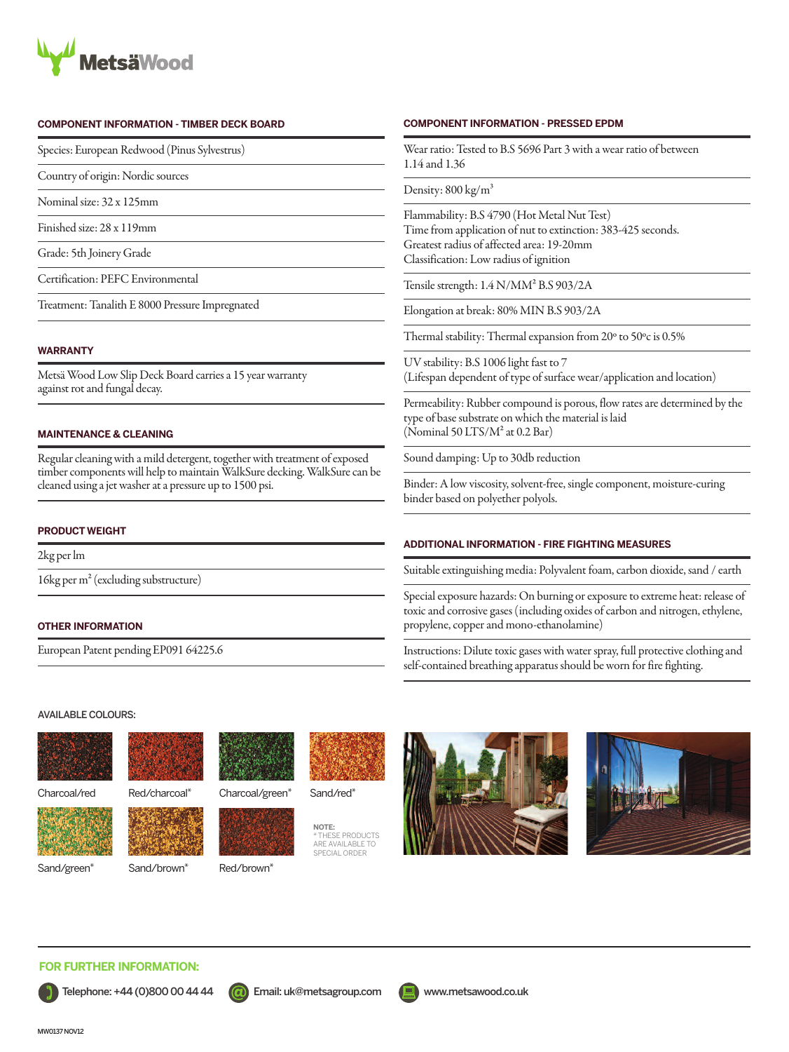MetsäWood

## COMPONENT INFORMATION - TIMBER DECK BOARD

Species: European Redwood (Pinus Sylvestrus)

Country of origin: Nordic sources

Nominal size: 32 x 125mm

Finished size: 28 x 119mm

Grade: 5th Joinery Grade

Certification: PEFC Environmental

Treatment: Tanalith E 8000 Pressure Impregnated

## WARRANTY

Metsä Wood Low Slip Deck Board carries a 15 year warranty against rot and fungal decay.

## MAINTENANCE & CLEANING

Regular cleaning with a mild detergent, together with treatment of exposed timber components will help to maintain WalkSure decking. WalkSure can be cleaned using a jet washer at a pressure up to 1500 psi.

## PRODUCT WEIGHT

2kg per lm

16kg per $m^2$ (excluding substructure)

## OTHER INFORMATION

European Patent pending EP091 64225.6

## COMPONENT INFORMATION - PRESSED EPDM

Wear ratio: Tested to B.S 5696 Part 3 with a wear ratio of between 1.14 and 1.36

Density: 800 kg/$m^3$

Flammability: B.S 4790 (Hot Metal Nut Test)
Time from application of nut to extinction: 383-425 seconds.
Greatest radius of affected area: 19-20mm
Classification: Low radius of ignition

Tensile strength: 1.4 N/$MM^2$ B.S 903/2A

Elongation at break: 80% MIN B.S 903/2A

Thermal stability: Thermal expansion from 20° to 50°c is 0.5%

UV stability: B.S 1006 light fast to 7
(Lifespan dependent of type of surface wear/application and location)

Permeability: Rubber compound is porous, flow rates are determined by the type of base substrate on which the material is laid
(Nominal 50 LTS/$M^2$ at 0.2 Bar)

Sound damping: Up to 30db reduction

Binder: A low viscosity, solvent-free, single component, moisture-curing binder based on polyether polyols.

## ADDITIONAL INFORMATION - FIRE FIGHTING MEASURES

Suitable extinguishing media: Polyvalent foam, carbon dioxide, sand / earth

Special exposure hazards: On burning or exposure to extreme heat: release of toxic and corrosive gases (including oxides of carbon and nitrogen, ethylene, propylene, copper and mono-ethanolamine)

Instructions: Dilute toxic gases with water spray, full protective clothing and self-contained breathing apparatus should be worn for fire fighting.

## AVAILABLE COLOURS:

Charcoal/red

Red/charcoal*

Charcoal/green*

Sand/red*

Sand/green*

Sand/brown*

Red/brown*

NOTE:
* THESE PRODUCTS ARE AVAILABLE TO SPECIAL ORDER

## FOR FURTHER INFORMATION:

Telephone: +44 (0)800 00 44 44

Email: uk@metsagroup.com

www.metsawood.co.uk

MW0137 NOV12